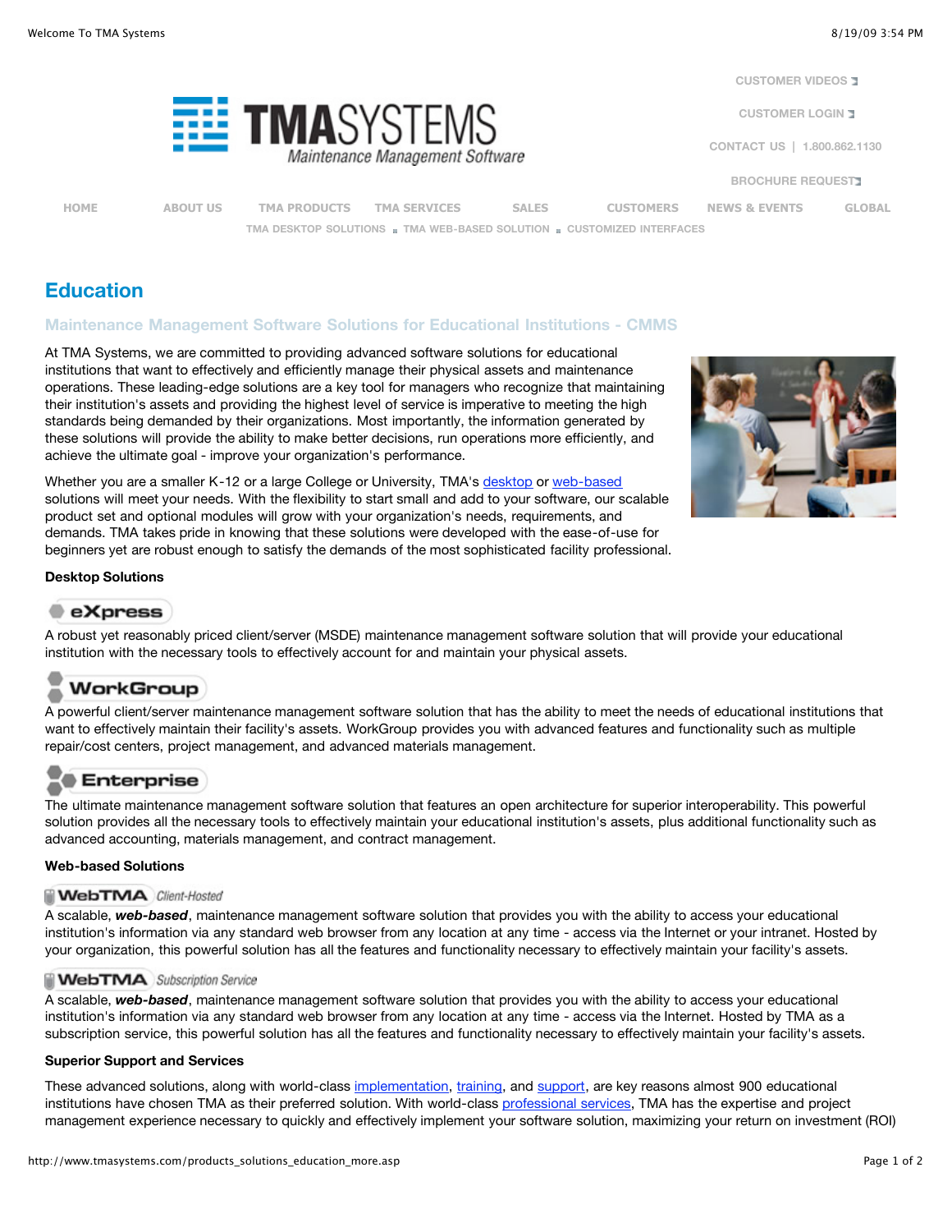CUSTOMER VIDEOS

CUSTOMER LOGIN

CONTACT US | 1.800.862.1130

BROCHURE REQUEST

TMA SYSTEMS
Maintenance Management Software

HOME ABOUT US TMA PRODUCTS TMA SERVICES SALES CUSTOMERS NEWS & EVENTS GLOBAL

TMA DESKTOP SOLUTIONS ■ TMA WEB-BASED SOLUTION ■ CUSTOMIZED INTERFACES

# Education

## Maintenance Management Software Solutions for Educational Institutions - CMMS

At TMA Systems, we are committed to providing advanced software solutions for educational institutions that want to effectively and efficiently manage their physical assets and maintenance operations. These leading-edge solutions are a key tool for managers who recognize that maintaining their institution's assets and providing the highest level of service is imperative to meeting the high standards being demanded by their organizations. Most importantly, the information generated by these solutions will provide the ability to make better decisions, run operations more efficiently, and achieve the ultimate goal - improve your organization's performance.

Whether you are a smaller K-12 or a large College or University, TMA's desktop or web-based solutions will meet your needs. With the flexibility to start small and add to your software, our scalable product set and optional modules will grow with your organization's needs, requirements, and demands. TMA takes pride in knowing that these solutions were developed with the ease-of-use for beginners yet are robust enough to satisfy the demands of the most sophisticated facility professional.

**Desktop Solutions**

**eXpress**

A robust yet reasonably priced client/server (MSDE) maintenance management software solution that will provide your educational institution with the necessary tools to effectively account for and maintain your physical assets.

**WorkGroup**

A powerful client/server maintenance management software solution that has the ability to meet the needs of educational institutions that want to effectively maintain their facility's assets. WorkGroup provides you with advanced features and functionality such as multiple repair/cost centers, project management, and advanced materials management.

**Enterprise**

The ultimate maintenance management software solution that features an open architecture for superior interoperability. This powerful solution provides all the necessary tools to effectively maintain your educational institution's assets, plus additional functionality such as advanced accounting, materials management, and contract management.

**Web-based Solutions**

**WebTMA** *Client-Hosted*

A scalable, ***web-based***, maintenance management software solution that provides you with the ability to access your educational institution's information via any standard web browser from any location at any time - access via the Internet or your intranet. Hosted by your organization, this powerful solution has all the features and functionality necessary to effectively maintain your facility's assets.

**WebTMA** *Subscription Service*

A scalable, ***web-based***, maintenance management software solution that provides you with the ability to access your educational institution's information via any standard web browser from any location at any time - access via the Internet. Hosted by TMA as a subscription service, this powerful solution has all the features and functionality necessary to effectively maintain your facility's assets.

**Superior Support and Services**

These advanced solutions, along with world-class implementation, training, and support, are key reasons almost 900 educational institutions have chosen TMA as their preferred solution. With world-class professional services, TMA has the expertise and project management experience necessary to quickly and effectively implement your software solution, maximizing your return on investment (ROI)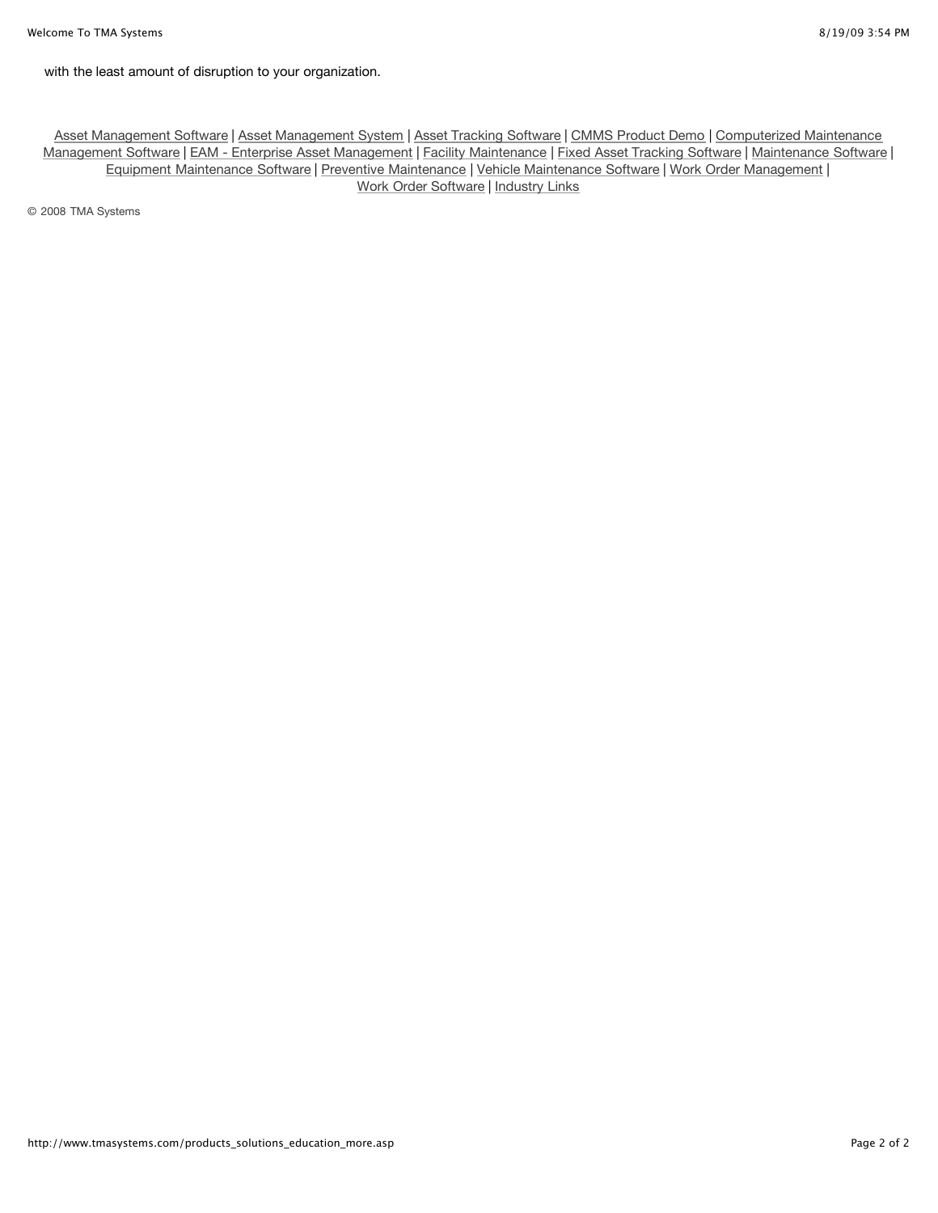with the least amount of disruption to your organization.

Asset Management Software | Asset Management System | Asset Tracking Software | CMMS Product Demo | Computerized Maintenance Management Software | EAM - Enterprise Asset Management | Facility Maintenance | Fixed Asset Tracking Software | Maintenance Software | Equipment Maintenance Software | Preventive Maintenance | Vehicle Maintenance Software | Work Order Management | Work Order Software | Industry Links

© 2008 TMA Systems